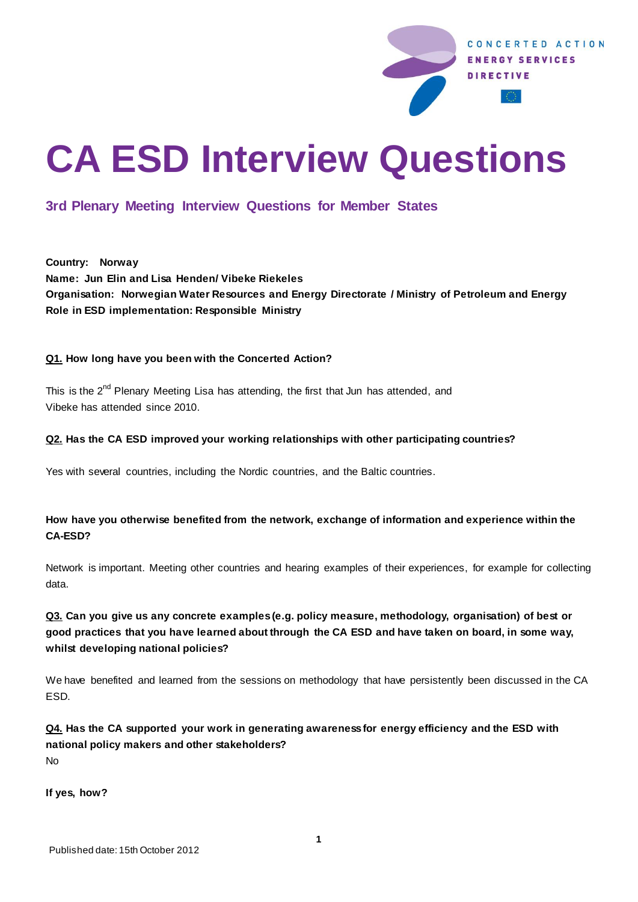CONCERTED ACTION
ENERGY SERVICES
DIRECTIVE

# CA ESD Interview Questions

## 3rd Plenary Meeting Interview Questions for Member States

**Country: Norway**
**Name: Jun Elin and Lisa Henden/ Vibeke Riekeles**
**Organisation: Norwegian Water Resources and Energy Directorate / Ministry of Petroleum and Energy**
**Role in ESD implementation: Responsible Ministry**

**Q1. How long have you been with the Concerted Action?**

This is the 2nd Plenary Meeting Lisa has attending, the first that Jun has attended, and Vibeke has attended since 2010.

**Q2. Has the CA ESD improved your working relationships with other participating countries?**

Yes with several countries, including the Nordic countries, and the Baltic countries.

**How have you otherwise benefited from the network, exchange of information and experience within the CA-ESD?**

Network is important. Meeting other countries and hearing examples of their experiences, for example for collecting data.

**Q3. Can you give us any concrete examples (e.g. policy measure, methodology, organisation) of best or good practices that you have learned about through the CA ESD and have taken on board, in some way, whilst developing national policies?**

We have benefited and learned from the sessions on methodology that have persistently been discussed in the CA ESD.

**Q4. Has the CA supported your work in generating awareness for energy efficiency and the ESD with national policy makers and other stakeholders?**

No

**If yes, how?**

Published date: 15th October 2012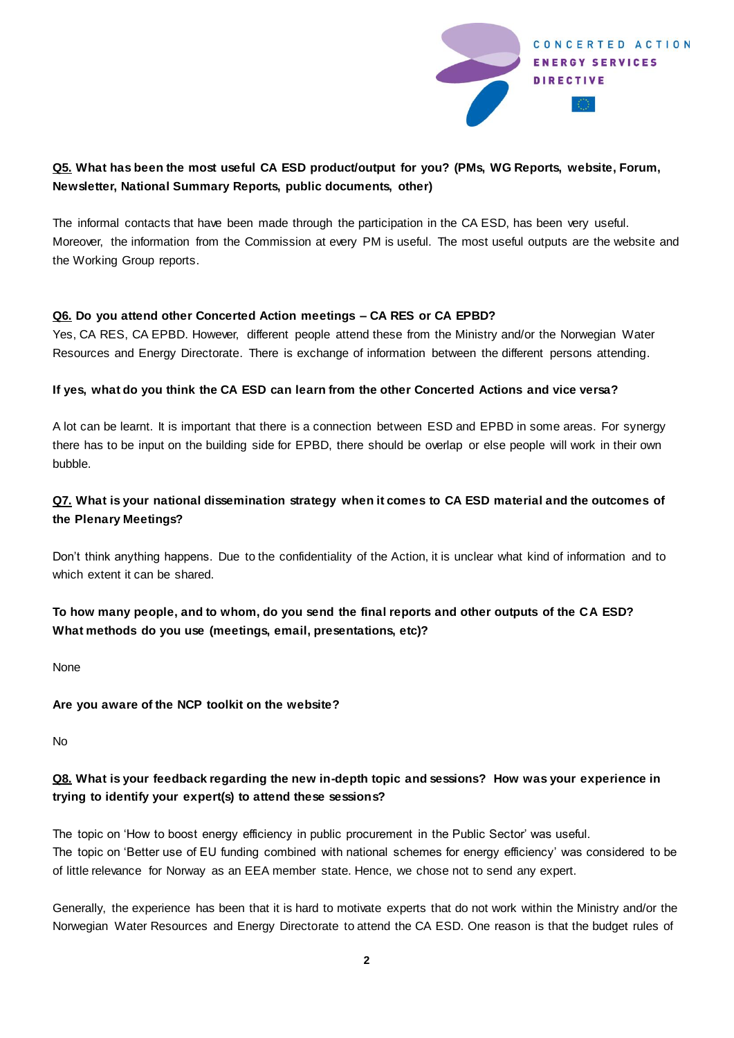**<u>Q5.</u> What has been the most useful CA ESD product/output for you? (PMs, WG Reports, website, Forum, Newsletter, National Summary Reports, public documents, other)**

The informal contacts that have been made through the participation in the CA ESD, has been very useful. Moreover, the information from the Commission at every PM is useful. The most useful outputs are the website and the Working Group reports.

**<u>Q6.</u> Do you attend other Concerted Action meetings – CA RES or CA EPBD?**

Yes, CA RES, CA EPBD. However, different people attend these from the Ministry and/or the Norwegian Water Resources and Energy Directorate. There is exchange of information between the different persons attending.

**If yes, what do you think the CA ESD can learn from the other Concerted Actions and vice versa?**

A lot can be learnt. It is important that there is a connection between ESD and EPBD in some areas. For synergy there has to be input on the building side for EPBD, there should be overlap or else people will work in their own bubble.

**<u>Q7.</u> What is your national dissemination strategy when it comes to CA ESD material and the outcomes of the Plenary Meetings?**

Don't think anything happens. Due to the confidentiality of the Action, it is unclear what kind of information and to which extent it can be shared.

**To how many people, and to whom, do you send the final reports and other outputs of the CA ESD? What methods do you use (meetings, email, presentations, etc)?**

None

**Are you aware of the NCP toolkit on the website?**

No

**<u>Q8.</u> What is your feedback regarding the new in-depth topic and sessions? How was your experience in trying to identify your expert(s) to attend these sessions?**

The topic on 'How to boost energy efficiency in public procurement in the Public Sector' was useful.
The topic on 'Better use of EU funding combined with national schemes for energy efficiency' was considered to be of little relevance for Norway as an EEA member state. Hence, we chose not to send any expert.

Generally, the experience has been that it is hard to motivate experts that do not work within the Ministry and/or the Norwegian Water Resources and Energy Directorate to attend the CA ESD. One reason is that the budget rules of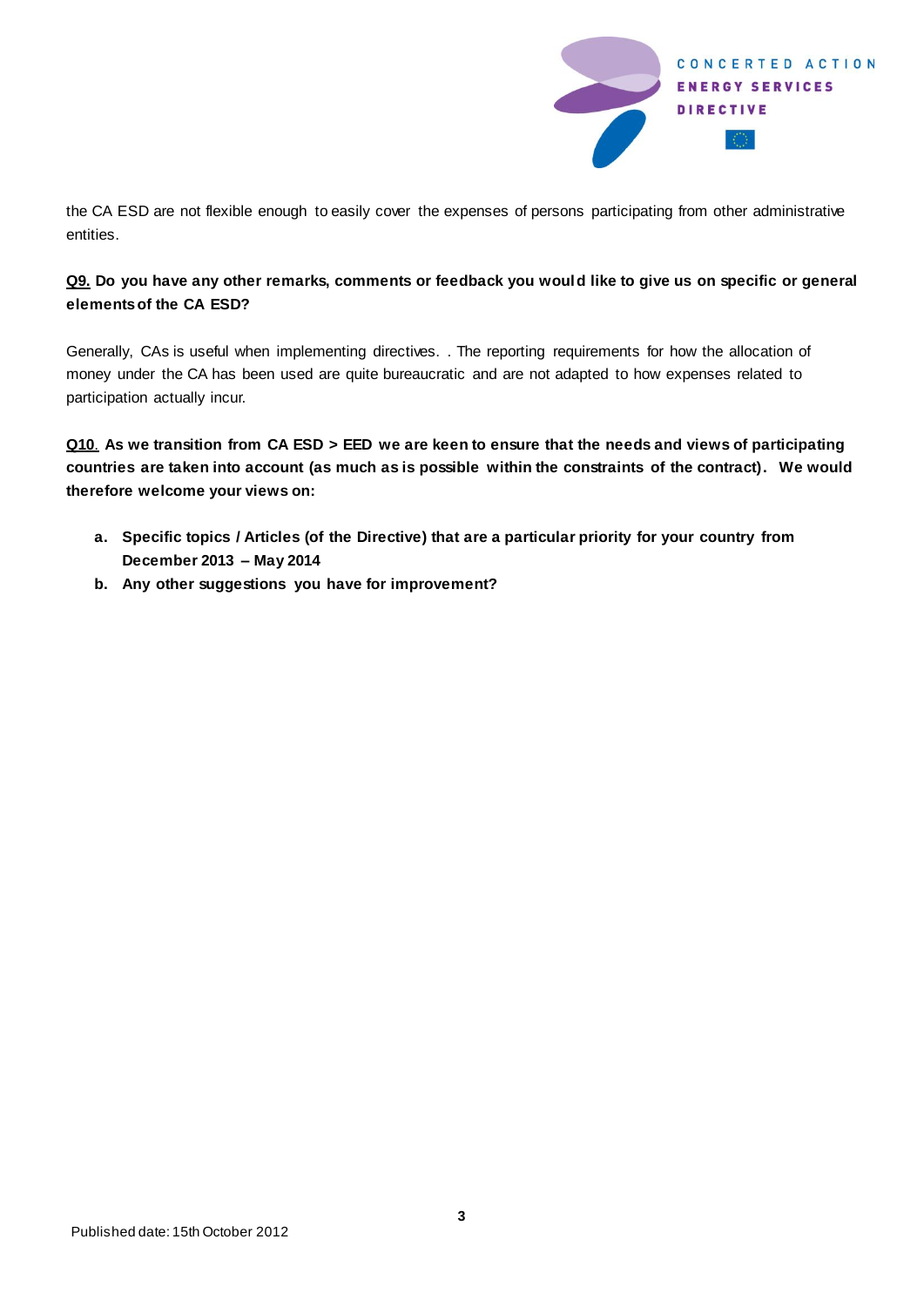the CA ESD are not flexible enough to easily cover the expenses of persons participating from other administrative entities.

**Q9. Do you have any other remarks, comments or feedback you would like to give us on specific or general elements of the CA ESD?**

Generally, CAs is useful when implementing directives. . The reporting requirements for how the allocation of money under the CA has been used are quite bureaucratic and are not adapted to how expenses related to participation actually incur.

**Q10. As we transition from CA ESD > EED we are keen to ensure that the needs and views of participating countries are taken into account (as much as is possible within the constraints of the contract). We would therefore welcome your views on:**

a. **Specific topics / Articles (of the Directive) that are a particular priority for your country from December 2013 – May 2014**
b. **Any other suggestions you have for improvement?**

Published date: 15th October 2012